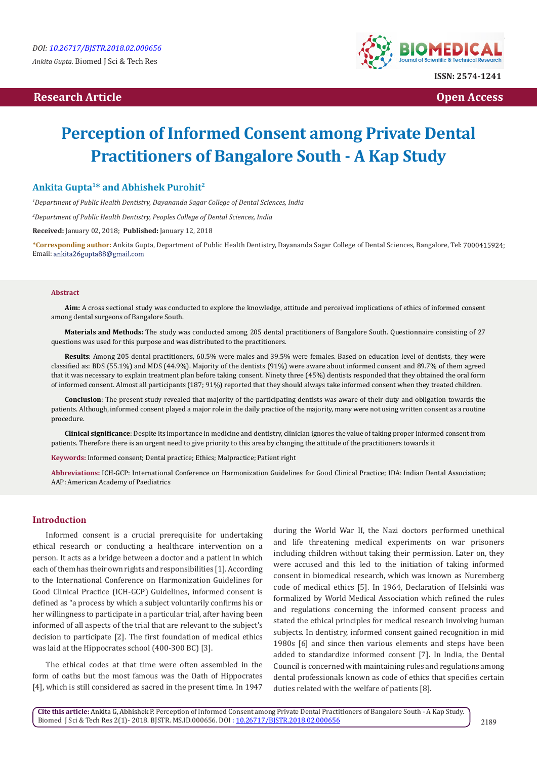DOI: 10.26717/BJSTR.2018.02.000656

*Ankita Gupta.* Biomed J Sci & Tech Res

ISSN: 2574-1241

**Research Article** **Open Access**

# Perception of Informed Consent among Private Dental Practitioners of Bangalore South - A Kap Study

**Ankita Gupta[1]\* and Abhishek Purohit[2]**

*[1]Department of Public Health Dentistry, Dayananda Sagar College of Dental Sciences, India*

*[2]Department of Public Health Dentistry, Peoples College of Dental Sciences, India*

**Received:** January 02, 2018; **Published:** January 12, 2018

**\*Corresponding author:** Ankita Gupta, Department of Public Health Dentistry, Dayananda Sagar College of Dental Sciences, Bangalore, Tel: 7000415924; Email: ankita26gupta88@gmail.com

## Abstract

**Aim:** A cross sectional study was conducted to explore the knowledge, attitude and perceived implications of ethics of informed consent among dental surgeons of Bangalore South.

**Materials and Methods:** The study was conducted among 205 dental practitioners of Bangalore South. Questionnaire consisting of 27 questions was used for this purpose and was distributed to the practitioners.

**Results**: Among 205 dental practitioners, 60.5% were males and 39.5% were females. Based on education level of dentists, they were classified as: BDS (55.1%) and MDS (44.9%). Majority of the dentists (91%) were aware about informed consent and 89.7% of them agreed that it was necessary to explain treatment plan before taking consent. Ninety three (45%) dentists responded that they obtained the oral form of informed consent. Almost all participants (187; 91%) reported that they should always take informed consent when they treated children.

**Conclusion**: The present study revealed that majority of the participating dentists was aware of their duty and obligation towards the patients. Although, informed consent played a major role in the daily practice of the majority, many were not using written consent as a routine procedure.

**Clinical significance**: Despite its importance in medicine and dentistry, clinician ignores the value of taking proper informed consent from patients. Therefore there is an urgent need to give priority to this area by changing the attitude of the practitioners towards it

**Keywords:** Informed consent; Dental practice; Ethics; Malpractice; Patient right

**Abbreviations:** ICH-GCP: International Conference on Harmonization Guidelines for Good Clinical Practice; IDA: Indian Dental Association; AAP: American Academy of Paediatrics

## Introduction

Informed consent is a crucial prerequisite for undertaking ethical research or conducting a healthcare intervention on a person. It acts as a bridge between a doctor and a patient in which each of them has their own rights and responsibilities [1]. According to the International Conference on Harmonization Guidelines for Good Clinical Practice (ICH-GCP) Guidelines, informed consent is defined as "a process by which a subject voluntarily confirms his or her willingness to participate in a particular trial, after having been informed of all aspects of the trial that are relevant to the subject's decision to participate [2]. The first foundation of medical ethics was laid at the Hippocrates school (400-300 BC) [3].

The ethical codes at that time were often assembled in the form of oaths but the most famous was the Oath of Hippocrates [4], which is still considered as sacred in the present time. In 1947 during the World War II, the Nazi doctors performed unethical and life threatening medical experiments on war prisoners including children without taking their permission. Later on, they were accused and this led to the initiation of taking informed consent in biomedical research, which was known as Nuremberg code of medical ethics [5]. In 1964, Declaration of Helsinki was formalized by World Medical Association which refined the rules and regulations concerning the informed consent process and stated the ethical principles for medical research involving human subjects. In dentistry, informed consent gained recognition in mid 1980s [6] and since then various elements and steps have been added to standardize informed consent [7]. In India, the Dental Council is concerned with maintaining rules and regulations among dental professionals known as code of ethics that specifies certain duties related with the welfare of patients [8].

**Cite this article:** Ankita G, Abhishek P. Perception of Informed Consent among Private Dental Practitioners of Bangalore South - A Kap Study. Biomed J Sci & Tech Res 2(1)- 2018. BJSTR. MS.ID.000656. DOI : 10.26717/BJSTR.2018.02.000656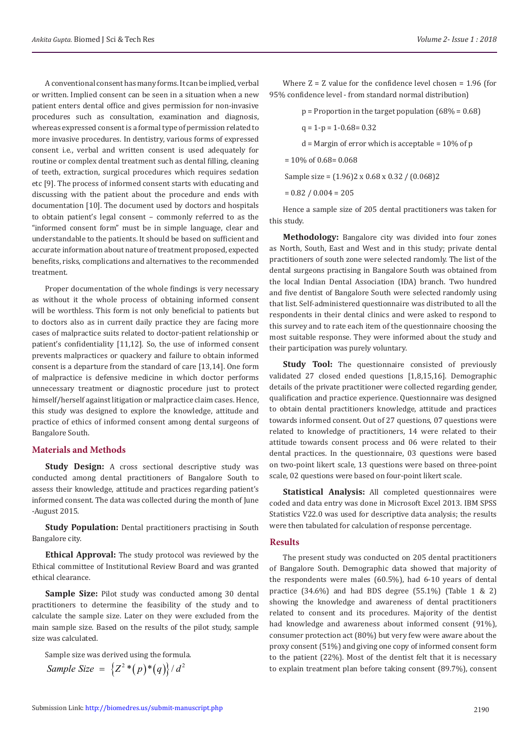A conventional consent has many forms. It can be implied, verbal or written. Implied consent can be seen in a situation when a new patient enters dental office and gives permission for non-invasive procedures such as consultation, examination and diagnosis, whereas expressed consent is a formal type of permission related to more invasive procedures. In dentistry, various forms of expressed consent i.e., verbal and written consent is used adequately for routine or complex dental treatment such as dental filling, cleaning of teeth, extraction, surgical procedures which requires sedation etc [9]. The process of informed consent starts with educating and discussing with the patient about the procedure and ends with documentation [10]. The document used by doctors and hospitals to obtain patient's legal consent – commonly referred to as the "informed consent form" must be in simple language, clear and understandable to the patients. It should be based on sufficient and accurate information about nature of treatment proposed, expected benefits, risks, complications and alternatives to the recommended treatment.

Proper documentation of the whole findings is very necessary as without it the whole process of obtaining informed consent will be worthless. This form is not only beneficial to patients but to doctors also as in current daily practice they are facing more cases of malpractice suits related to doctor-patient relationship or patient's confidentiality [11,12]. So, the use of informed consent prevents malpractices or quackery and failure to obtain informed consent is a departure from the standard of care [13,14]. One form of malpractice is defensive medicine in which doctor performs unnecessary treatment or diagnostic procedure just to protect himself/herself against litigation or malpractice claim cases. Hence, this study was designed to explore the knowledge, attitude and practice of ethics of informed consent among dental surgeons of Bangalore South.

## Materials and Methods

**Study Design:** A cross sectional descriptive study was conducted among dental practitioners of Bangalore South to assess their knowledge, attitude and practices regarding patient's informed consent. The data was collected during the month of June -August 2015.

**Study Population:** Dental practitioners practising in South Bangalore city.

**Ethical Approval:** The study protocol was reviewed by the Ethical committee of Institutional Review Board and was granted ethical clearance.

**Sample Size:** Pilot study was conducted among 30 dental practitioners to determine the feasibility of the study and to calculate the sample size. Later on they were excluded from the main sample size. Based on the results of the pilot study, sample size was calculated.

Sample size was derived using the formula.

$$Sample\ Size = \{Z^2 * (p) * (q)\} / d^2$$

Where Z = Z value for the confidence level chosen = 1.96 (for 95% confidence level - from standard normal distribution)

p = Proportion in the target population (68% = 0.68)

q = 1-p = 1-0.68= 0.32

d = Margin of error which is acceptable = 10% of p

= 10% of 0.68= 0.068

Sample size = (1.96)2 x 0.68 x 0.32 / (0.068)2

= 0.82 / 0.004 = 205

Hence a sample size of 205 dental practitioners was taken for this study.

**Methodology:** Bangalore city was divided into four zones as North, South, East and West and in this study; private dental practitioners of south zone were selected randomly. The list of the dental surgeons practising in Bangalore South was obtained from the local Indian Dental Association (IDA) branch. Two hundred and five dentist of Bangalore South were selected randomly using that list. Self-administered questionnaire was distributed to all the respondents in their dental clinics and were asked to respond to this survey and to rate each item of the questionnaire choosing the most suitable response. They were informed about the study and their participation was purely voluntary.

**Study Tool:** The questionnaire consisted of previously validated 27 closed ended questions [1,8,15,16]. Demographic details of the private practitioner were collected regarding gender, qualification and practice experience. Questionnaire was designed to obtain dental practitioners knowledge, attitude and practices towards informed consent. Out of 27 questions, 07 questions were related to knowledge of practitioners, 14 were related to their attitude towards consent process and 06 were related to their dental practices. In the questionnaire, 03 questions were based on two-point likert scale, 13 questions were based on three-point scale, 02 questions were based on four-point likert scale.

**Statistical Analysis:** All completed questionnaires were coded and data entry was done in Microsoft Excel 2013. IBM SPSS Statistics V22.0 was used for descriptive data analysis; the results were then tabulated for calculation of response percentage.

## Results

The present study was conducted on 205 dental practitioners of Bangalore South. Demographic data showed that majority of the respondents were males (60.5%), had 6-10 years of dental practice (34.6%) and had BDS degree (55.1%) (Table 1 & 2) showing the knowledge and awareness of dental practitioners related to consent and its procedures. Majority of the dentist had knowledge and awareness about informed consent (91%), consumer protection act (80%) but very few were aware about the proxy consent (51%) and giving one copy of informed consent form to the patient (22%). Most of the dentist felt that it is necessary to explain treatment plan before taking consent (89.7%), consent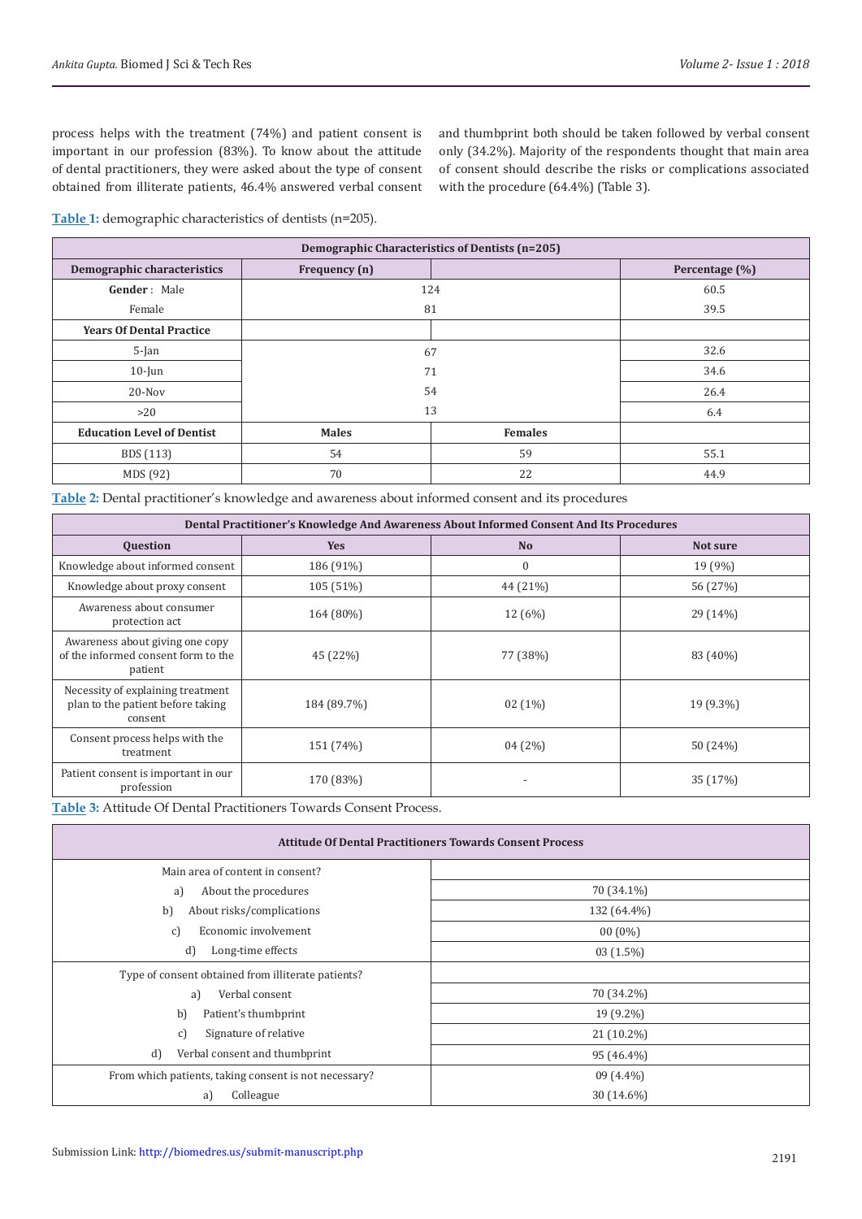process helps with the treatment (74%) and patient consent is important in our profession (83%). To know about the attitude of dental practitioners, they were asked about the type of consent obtained from illiterate patients, 46.4% answered verbal consent and thumbprint both should be taken followed by verbal consent only (34.2%). Majority of the respondents thought that main area of consent should describe the risks or complications associated with the procedure (64.4%) (Table 3).

**Table 1:** demographic characteristics of dentists (n=205).

| Demographic Characteristics of Dentists (n=205) | | | |
|---|---|---|---|
| **Demographic characteristics** | **Frequency (n)** | | **Percentage (%)** |
| **Gender** : Male | 124 | | 60.5 |
| Female | 81 | | 39.5 |
| **Years Of Dental Practice** | | | |
| 5-Jan | 67 | | 32.6 |
| 10-Jun | 71 | | 34.6 |
| 20-Nov | 54 | | 26.4 |
| >20 | 13 | | 6.4 |
| **Education Level of Dentist** | **Males** | **Females** | |
| BDS (113) | 54 | 59 | 55.1 |
| MDS (92) | 70 | 22 | 44.9 |

**Table 2:** Dental practitioner's knowledge and awareness about informed consent and its procedures

| Dental Practitioner's Knowledge And Awareness About Informed Consent And Its Procedures | | | |
|---|---|---|---|
| **Question** | **Yes** | **No** | **Not sure** |
| Knowledge about informed consent | 186 (91%) | 0 | 19 (9%) |
| Knowledge about proxy consent | 105 (51%) | 44 (21%) | 56 (27%) |
| Awareness about consumer protection act | 164 (80%) | 12 (6%) | 29 (14%) |
| Awareness about giving one copy of the informed consent form to the patient | 45 (22%) | 77 (38%) | 83 (40%) |
| Necessity of explaining treatment plan to the patient before taking consent | 184 (89.7%) | 02 (1%) | 19 (9.3%) |
| Consent process helps with the treatment | 151 (74%) | 04 (2%) | 50 (24%) |
| Patient consent is important in our profession | 170 (83%) | - | 35 (17%) |

**Table 3:** Attitude Of Dental Practitioners Towards Consent Process.

| Attitude Of Dental Practitioners Towards Consent Process | |
|---|---|
| Main area of content in consent? | |
| a) About the procedures | 70 (34.1%) |
| b) About risks/complications | 132 (64.4%) |
| c) Economic involvement | 00 (0%) |
| d) Long-time effects | 03 (1.5%) |
| Type of consent obtained from illiterate patients? | |
| a) Verbal consent | 70 (34.2%) |
| b) Patient's thumbprint | 19 (9.2%) |
| c) Signature of relative | 21 (10.2%) |
| d) Verbal consent and thumbprint | 95 (46.4%) |
| From which patients, taking consent is not necessary? | 09 (4.4%) |
| a) Colleague | 30 (14.6%) |

Submission Link: http://biomedres.us/submit-manuscript.php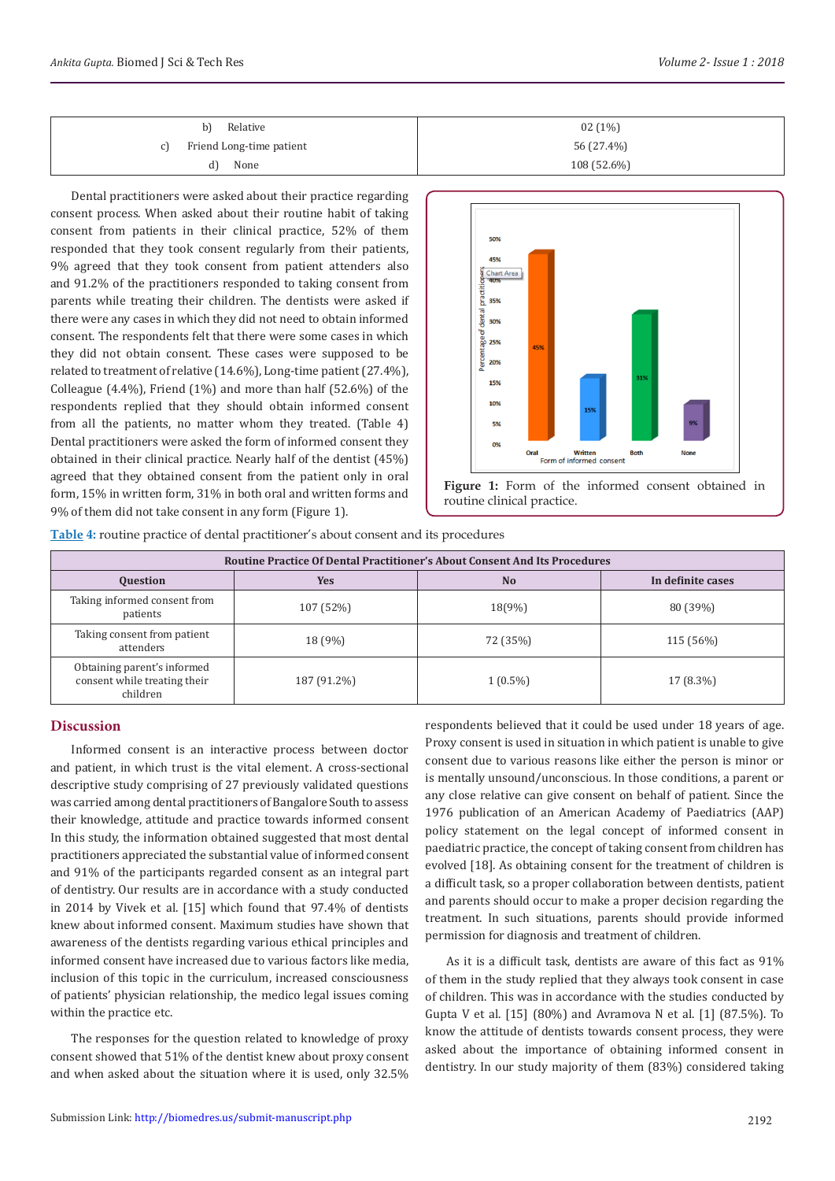| | |
|---|---|
| b) Relative | 02 (1%) |
| c) Friend Long-time patient | 56 (27.4%) |
| d) None | 108 (52.6%) |

Dental practitioners were asked about their practice regarding consent process. When asked about their routine habit of taking consent from patients in their clinical practice, 52% of them responded that they took consent regularly from their patients, 9% agreed that they took consent from patient attenders also and 91.2% of the practitioners responded to taking consent from parents while treating their children. The dentists were asked if there were any cases in which they did not need to obtain informed consent. The respondents felt that there were some cases in which they did not obtain consent. These cases were supposed to be related to treatment of relative (14.6%), Long-time patient (27.4%), Colleague (4.4%), Friend (1%) and more than half (52.6%) of the respondents replied that they should obtain informed consent from all the patients, no matter whom they treated. (Table 4) Dental practitioners were asked the form of informed consent they obtained in their clinical practice. Nearly half of the dentist (45%) agreed that they obtained consent from the patient only in oral form, 15% in written form, 31% in both oral and written forms and 9% of them did not take consent in any form (Figure 1).

**Figure 1:** Form of the informed consent obtained in routine clinical practice.

**Table 4:** routine practice of dental practitioner's about consent and its procedures

| Routine Practice Of Dental Practitioner's About Consent And Its Procedures | | | |
|---|---|---|---|
| **Question** | **Yes** | **No** | **In definite cases** |
| Taking informed consent from patients | 107 (52%) | 18(9%) | 80 (39%) |
| Taking consent from patient attenders | 18 (9%) | 72 (35%) | 115 (56%) |
| Obtaining parent's informed consent while treating their children | 187 (91.2%) | 1 (0.5%) | 17 (8.3%) |

## Discussion

Informed consent is an interactive process between doctor and patient, in which trust is the vital element. A cross-sectional descriptive study comprising of 27 previously validated questions was carried among dental practitioners of Bangalore South to assess their knowledge, attitude and practice towards informed consent In this study, the information obtained suggested that most dental practitioners appreciated the substantial value of informed consent and 91% of the participants regarded consent as an integral part of dentistry. Our results are in accordance with a study conducted in 2014 by Vivek et al. [15] which found that 97.4% of dentists knew about informed consent. Maximum studies have shown that awareness of the dentists regarding various ethical principles and informed consent have increased due to various factors like media, inclusion of this topic in the curriculum, increased consciousness of patients' physician relationship, the medico legal issues coming within the practice etc.

The responses for the question related to knowledge of proxy consent showed that 51% of the dentist knew about proxy consent and when asked about the situation where it is used, only 32.5% respondents believed that it could be used under 18 years of age. Proxy consent is used in situation in which patient is unable to give consent due to various reasons like either the person is minor or is mentally unsound/unconscious. In those conditions, a parent or any close relative can give consent on behalf of patient. Since the 1976 publication of an American Academy of Paediatrics (AAP) policy statement on the legal concept of informed consent in paediatric practice, the concept of taking consent from children has evolved [18]. As obtaining consent for the treatment of children is a difficult task, so a proper collaboration between dentists, patient and parents should occur to make a proper decision regarding the treatment. In such situations, parents should provide informed permission for diagnosis and treatment of children.

As it is a difficult task, dentists are aware of this fact as 91% of them in the study replied that they always took consent in case of children. This was in accordance with the studies conducted by Gupta V et al. [15] (80%) and Avramova N et al. [1] (87.5%). To know the attitude of dentists towards consent process, they were asked about the importance of obtaining informed consent in dentistry. In our study majority of them (83%) considered taking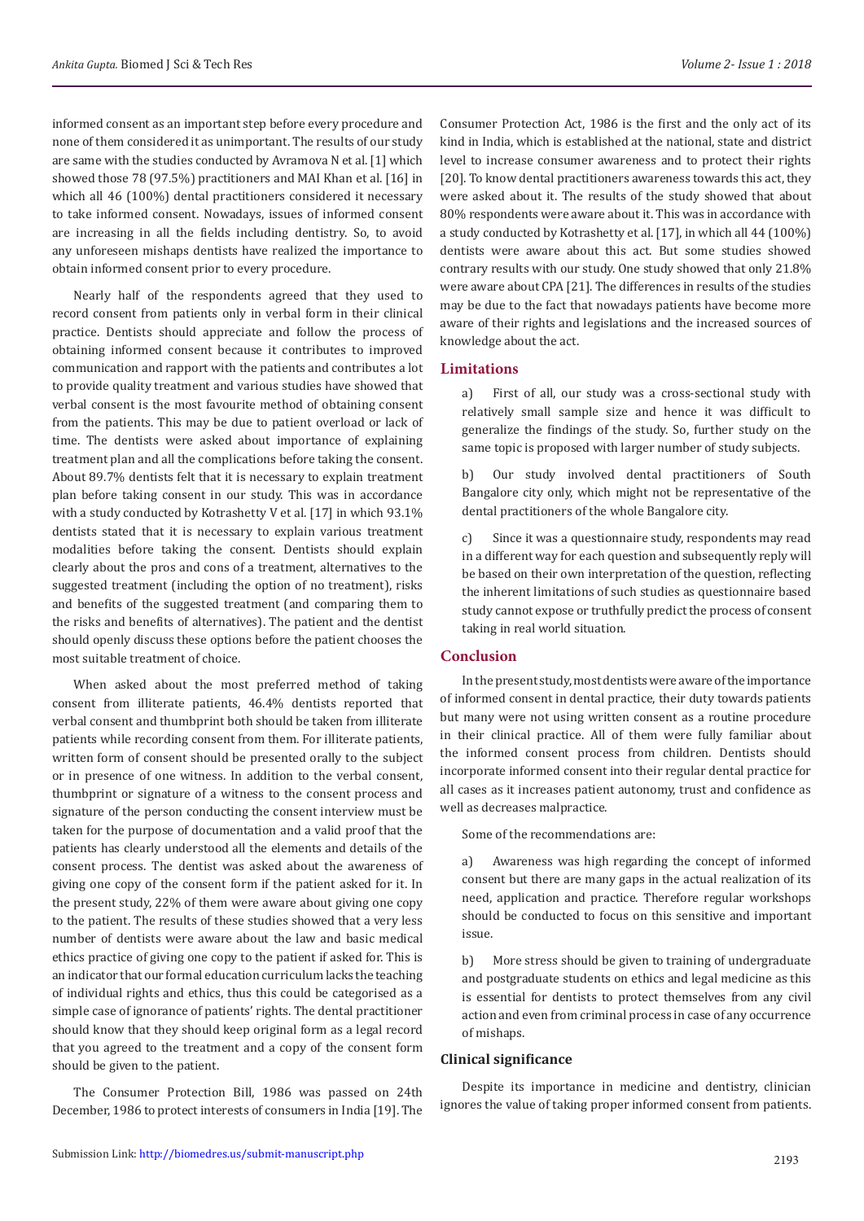informed consent as an important step before every procedure and none of them considered it as unimportant. The results of our study are same with the studies conducted by Avramova N et al. [1] which showed those 78 (97.5%) practitioners and MAI Khan et al. [16] in which all 46 (100%) dental practitioners considered it necessary to take informed consent. Nowadays, issues of informed consent are increasing in all the fields including dentistry. So, to avoid any unforeseen mishaps dentists have realized the importance to obtain informed consent prior to every procedure.

Nearly half of the respondents agreed that they used to record consent from patients only in verbal form in their clinical practice. Dentists should appreciate and follow the process of obtaining informed consent because it contributes to improved communication and rapport with the patients and contributes a lot to provide quality treatment and various studies have showed that verbal consent is the most favourite method of obtaining consent from the patients. This may be due to patient overload or lack of time. The dentists were asked about importance of explaining treatment plan and all the complications before taking the consent. About 89.7% dentists felt that it is necessary to explain treatment plan before taking consent in our study. This was in accordance with a study conducted by Kotrashetty V et al. [17] in which 93.1% dentists stated that it is necessary to explain various treatment modalities before taking the consent. Dentists should explain clearly about the pros and cons of a treatment, alternatives to the suggested treatment (including the option of no treatment), risks and benefits of the suggested treatment (and comparing them to the risks and benefits of alternatives). The patient and the dentist should openly discuss these options before the patient chooses the most suitable treatment of choice.

When asked about the most preferred method of taking consent from illiterate patients, 46.4% dentists reported that verbal consent and thumbprint both should be taken from illiterate patients while recording consent from them. For illiterate patients, written form of consent should be presented orally to the subject or in presence of one witness. In addition to the verbal consent, thumbprint or signature of a witness to the consent process and signature of the person conducting the consent interview must be taken for the purpose of documentation and a valid proof that the patients has clearly understood all the elements and details of the consent process. The dentist was asked about the awareness of giving one copy of the consent form if the patient asked for it. In the present study, 22% of them were aware about giving one copy to the patient. The results of these studies showed that a very less number of dentists were aware about the law and basic medical ethics practice of giving one copy to the patient if asked for. This is an indicator that our formal education curriculum lacks the teaching of individual rights and ethics, thus this could be categorised as a simple case of ignorance of patients' rights. The dental practitioner should know that they should keep original form as a legal record that you agreed to the treatment and a copy of the consent form should be given to the patient.

The Consumer Protection Bill, 1986 was passed on 24th December, 1986 to protect interests of consumers in India [19]. The Consumer Protection Act, 1986 is the first and the only act of its kind in India, which is established at the national, state and district level to increase consumer awareness and to protect their rights [20]. To know dental practitioners awareness towards this act, they were asked about it. The results of the study showed that about 80% respondents were aware about it. This was in accordance with a study conducted by Kotrashetty et al. [17], in which all 44 (100%) dentists were aware about this act. But some studies showed contrary results with our study. One study showed that only 21.8% were aware about CPA [21]. The differences in results of the studies may be due to the fact that nowadays patients have become more aware of their rights and legislations and the increased sources of knowledge about the act.

## Limitations

a) First of all, our study was a cross-sectional study with relatively small sample size and hence it was difficult to generalize the findings of the study. So, further study on the same topic is proposed with larger number of study subjects.

b) Our study involved dental practitioners of South Bangalore city only, which might not be representative of the dental practitioners of the whole Bangalore city.

c) Since it was a questionnaire study, respondents may read in a different way for each question and subsequently reply will be based on their own interpretation of the question, reflecting the inherent limitations of such studies as questionnaire based study cannot expose or truthfully predict the process of consent taking in real world situation.

## Conclusion

In the present study, most dentists were aware of the importance of informed consent in dental practice, their duty towards patients but many were not using written consent as a routine procedure in their clinical practice. All of them were fully familiar about the informed consent process from children. Dentists should incorporate informed consent into their regular dental practice for all cases as it increases patient autonomy, trust and confidence as well as decreases malpractice.

Some of the recommendations are:

a) Awareness was high regarding the concept of informed consent but there are many gaps in the actual realization of its need, application and practice. Therefore regular workshops should be conducted to focus on this sensitive and important issue.

b) More stress should be given to training of undergraduate and postgraduate students on ethics and legal medicine as this is essential for dentists to protect themselves from any civil action and even from criminal process in case of any occurrence of mishaps.

### Clinical significance

Despite its importance in medicine and dentistry, clinician ignores the value of taking proper informed consent from patients.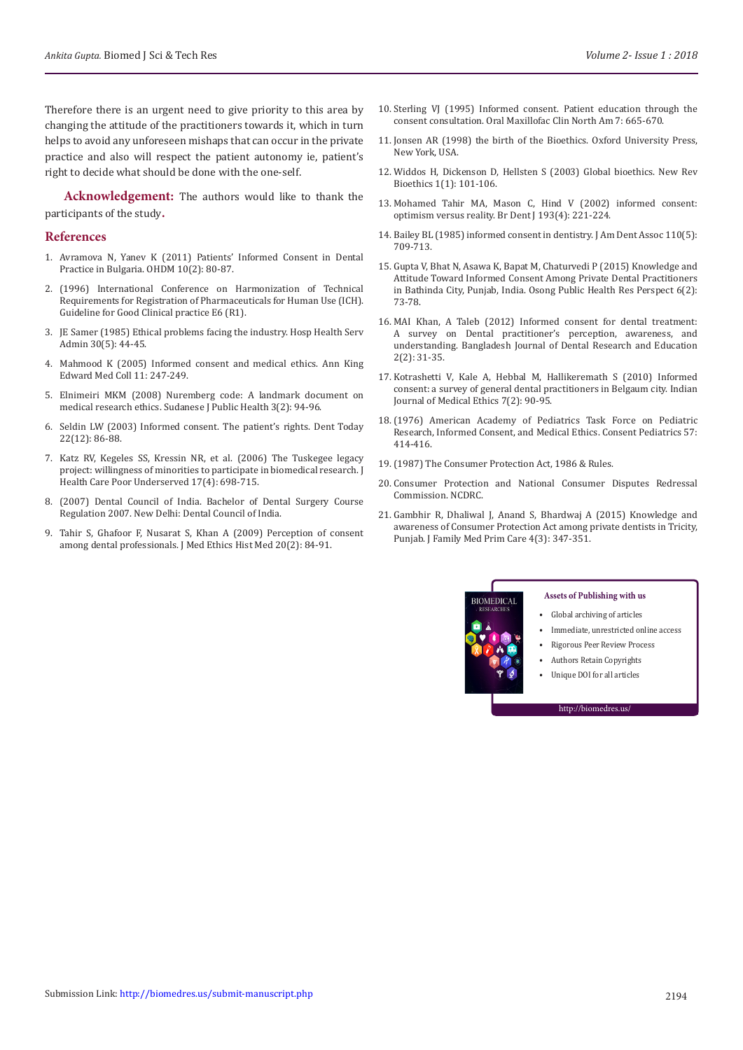Therefore there is an urgent need to give priority to this area by changing the attitude of the practitioners towards it, which in turn helps to avoid any unforeseen mishaps that can occur in the private practice and also will respect the patient autonomy ie, patient's right to decide what should be done with the one-self.

**Acknowledgement:** The authors would like to thank the participants of the study.

## References

1. Avramova N, Yanev K (2011) Patients' Informed Consent in Dental Practice in Bulgaria. OHDM 10(2): 80-87.
2. (1996) International Conference on Harmonization of Technical Requirements for Registration of Pharmaceuticals for Human Use (ICH). Guideline for Good Clinical practice E6 (R1).
3. JE Samer (1985) Ethical problems facing the industry. Hosp Health Serv Admin 30(5): 44-45.
4. Mahmood K (2005) Informed consent and medical ethics. Ann King Edward Med Coll 11: 247-249.
5. Elnimeiri MKM (2008) Nuremberg code: A landmark document on medical research ethics. Sudanese J Public Health 3(2): 94-96.
6. Seldin LW (2003) Informed consent. The patient's rights. Dent Today 22(12): 86-88.
7. Katz RV, Kegeles SS, Kressin NR, et al. (2006) The Tuskegee legacy project: willingness of minorities to participate in biomedical research. J Health Care Poor Underserved 17(4): 698-715.
8. (2007) Dental Council of India. Bachelor of Dental Surgery Course Regulation 2007. New Delhi: Dental Council of India.
9. Tahir S, Ghafoor F, Nusarat S, Khan A (2009) Perception of consent among dental professionals. J Med Ethics Hist Med 20(2): 84-91.
10. Sterling VJ (1995) Informed consent. Patient education through the consent consultation. Oral Maxillofac Clin North Am 7: 665-670.
11. Jonsen AR (1998) the birth of the Bioethics. Oxford University Press, New York, USA.
12. Widdos H, Dickenson D, Hellsten S (2003) Global bioethics. New Rev Bioethics 1(1): 101-106.
13. Mohamed Tahir MA, Mason C, Hind V (2002) informed consent: optimism versus reality. Br Dent J 193(4): 221-224.
14. Bailey BL (1985) informed consent in dentistry. J Am Dent Assoc 110(5): 709-713.
15. Gupta V, Bhat N, Asawa K, Bapat M, Chaturvedi P (2015) Knowledge and Attitude Toward Informed Consent Among Private Dental Practitioners in Bathinda City, Punjab, India. Osong Public Health Res Perspect 6(2): 73-78.
16. MAI Khan, A Taleb (2012) Informed consent for dental treatment: A survey on Dental practitioner's perception, awareness, and understanding. Bangladesh Journal of Dental Research and Education 2(2): 31-35.
17. Kotrashetti V, Kale A, Hebbal M, Hallikeremath S (2010) Informed consent: a survey of general dental practitioners in Belgaum city. Indian Journal of Medical Ethics 7(2): 90-95.
18. (1976) American Academy of Pediatrics Task Force on Pediatric Research, Informed Consent, and Medical Ethics. Consent Pediatrics 57: 414-416.
19. (1987) The Consumer Protection Act, 1986 & Rules.
20. Consumer Protection and National Consumer Disputes Redressal Commission. NCDRC.
21. Gambhir R, Dhaliwal J, Anand S, Bhardwaj A (2015) Knowledge and awareness of Consumer Protection Act among private dentists in Tricity, Punjab. J Family Med Prim Care 4(3): 347-351.

**Assets of Publishing with us**

- Global archiving of articles
- Immediate, unrestricted online access
- Rigorous Peer Review Process
- Authors Retain Copyrights
- Unique DOI for all articles

http://biomedres.us/

Submission Link: http://biomedres.us/submit-manuscript.php